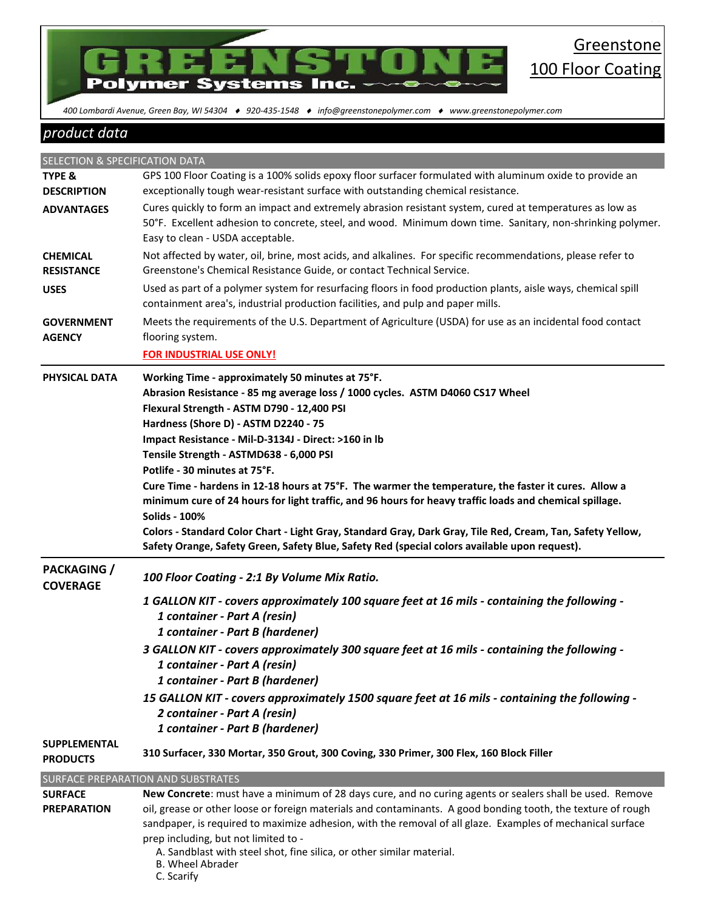# GREENSTONE Polymer Systems Inc.

## Greenstone 100 Floor Coating

400 Lombardi Avenue, Green Bay, WI 54304 ♦ 920-435-1548 ♦ info@greenstonepolymer.com ♦ www.greenstonepolymer.com

## product data

### SELECTION & SPECIFICATION DATA

**TYPE & DESCRIPTION**

GPS 100 Floor Coating is a 100% solids epoxy floor surfacer formulated with aluminum oxide to provide an exceptionally tough wear-resistant surface with outstanding chemical resistance.

**ADVANTAGES**

Cures quickly to form an impact and extremely abrasion resistant system, cured at temperatures as low as 50°F. Excellent adhesion to concrete, steel, and wood. Minimum down time. Sanitary, non-shrinking polymer. Easy to clean - USDA acceptable.

**CHEMICAL RESISTANCE**

Not affected by water, oil, brine, most acids, and alkalines. For specific recommendations, please refer to Greenstone's Chemical Resistance Guide, or contact Technical Service.

**USES**

Used as part of a polymer system for resurfacing floors in food production plants, aisle ways, chemical spill containment area's, industrial production facilities, and pulp and paper mills.

**GOVERNMENT AGENCY**

Meets the requirements of the U.S. Department of Agriculture (USDA) for use as an incidental food contact flooring system.

**FOR INDUSTRIAL USE ONLY!**

**PHYSICAL DATA**

**Working Time - approximately 50 minutes at 75°F.**
**Abrasion Resistance - 85 mg average loss / 1000 cycles. ASTM D4060 CS17 Wheel**
**Flexural Strength - ASTM D790 - 12,400 PSI**
**Hardness (Shore D) - ASTM D2240 - 75**
**Impact Resistance - Mil-D-3134J - Direct: >160 in lb**
**Tensile Strength - ASTMD638 - 6,000 PSI**
**Potlife - 30 minutes at 75°F.**
**Cure Time - hardens in 12-18 hours at 75°F. The warmer the temperature, the faster it cures. Allow a minimum cure of 24 hours for light traffic, and 96 hours for heavy traffic loads and chemical spillage.**
**Solids - 100%**
**Colors - Standard Color Chart - Light Gray, Standard Gray, Dark Gray, Tile Red, Cream, Tan, Safety Yellow, Safety Orange, Safety Green, Safety Blue, Safety Red (special colors available upon request).**

**PACKAGING / COVERAGE**

***100 Floor Coating - 2:1 By Volume Mix Ratio.***

***1 GALLON KIT - covers approximately 100 square feet at 16 mils - containing the following -***
- ***1 container - Part A (resin)***
- ***1 container - Part B (hardener)***

***3 GALLON KIT - covers approximately 300 square feet at 16 mils - containing the following -***
- ***1 container - Part A (resin)***
- ***1 container - Part B (hardener)***

***15 GALLON KIT - covers approximately 1500 square feet at 16 mils - containing the following -***
- ***2 container - Part A (resin)***
- ***1 container - Part B (hardener)***

**SUPPLEMENTAL PRODUCTS**

**310 Surfacer, 330 Mortar, 350 Grout, 300 Coving, 330 Primer, 300 Flex, 160 Block Filler**

### SURFACE PREPARATION AND SUBSTRATES

**SURFACE PREPARATION**

**New Concrete**: must have a minimum of 28 days cure, and no curing agents or sealers shall be used. Remove oil, grease or other loose or foreign materials and contaminants. A good bonding tooth, the texture of rough sandpaper, is required to maximize adhesion, with the removal of all glaze. Examples of mechanical surface prep including, but not limited to -

A. Sandblast with steel shot, fine silica, or other similar material.
B. Wheel Abrader
C. Scarify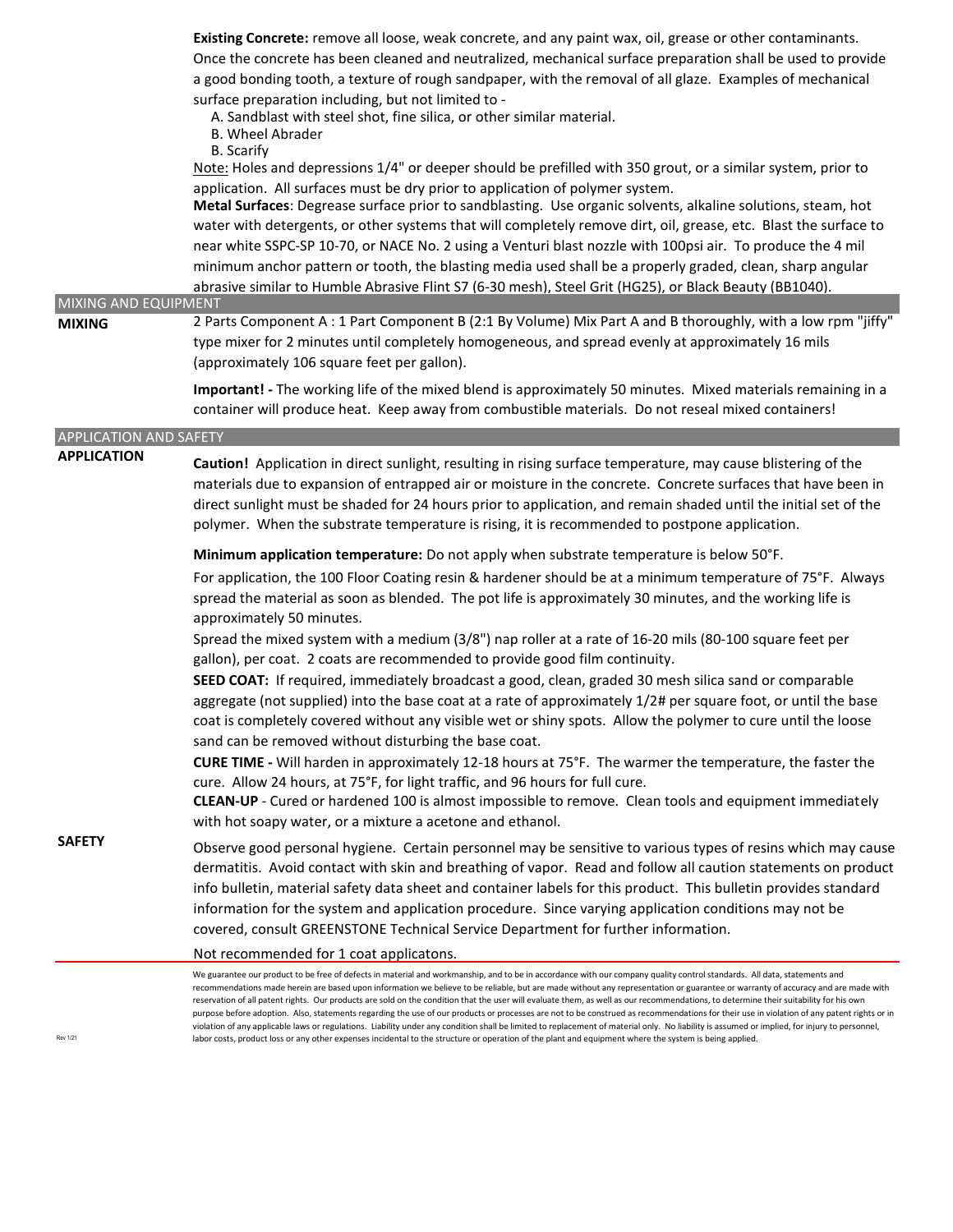**Existing Concrete:** remove all loose, weak concrete, and any paint wax, oil, grease or other contaminants. Once the concrete has been cleaned and neutralized, mechanical surface preparation shall be used to provide a good bonding tooth, a texture of rough sandpaper, with the removal of all glaze. Examples of mechanical surface preparation including, but not limited to -

A. Sandblast with steel shot, fine silica, or other similar material.
B. Wheel Abrader
B. Scarify

Note: Holes and depressions 1/4" or deeper should be prefilled with 350 grout, or a similar system, prior to application. All surfaces must be dry prior to application of polymer system.

**Metal Surfaces**: Degrease surface prior to sandblasting. Use organic solvents, alkaline solutions, steam, hot water with detergents, or other systems that will completely remove dirt, oil, grease, etc. Blast the surface to near white SSPC-SP 10-70, or NACE No. 2 using a Venturi blast nozzle with 100psi air. To produce the 4 mil minimum anchor pattern or tooth, the blasting media used shall be a properly graded, clean, sharp angular abrasive similar to Humble Abrasive Flint S7 (6-30 mesh), Steel Grit (HG25), or Black Beauty (BB1040).

## MIXING AND EQUIPMENT

**MIXING**

2 Parts Component A : 1 Part Component B (2:1 By Volume) Mix Part A and B thoroughly, with a low rpm "jiffy" type mixer for 2 minutes until completely homogeneous, and spread evenly at approximately 16 mils (approximately 106 square feet per gallon).

**Important! -** The working life of the mixed blend is approximately 50 minutes. Mixed materials remaining in a container will produce heat. Keep away from combustible materials. Do not reseal mixed containers!

## APPLICATION AND SAFETY

**APPLICATION**

**Caution!** Application in direct sunlight, resulting in rising surface temperature, may cause blistering of the materials due to expansion of entrapped air or moisture in the concrete. Concrete surfaces that have been in direct sunlight must be shaded for 24 hours prior to application, and remain shaded until the initial set of the polymer. When the substrate temperature is rising, it is recommended to postpone application.

**Minimum application temperature:** Do not apply when substrate temperature is below 50°F.

For application, the 100 Floor Coating resin & hardener should be at a minimum temperature of 75°F. Always spread the material as soon as blended. The pot life is approximately 30 minutes, and the working life is approximately 50 minutes.

Spread the mixed system with a medium (3/8") nap roller at a rate of 16-20 mils (80-100 square feet per gallon), per coat. 2 coats are recommended to provide good film continuity.

**SEED COAT:** If required, immediately broadcast a good, clean, graded 30 mesh silica sand or comparable aggregate (not supplied) into the base coat at a rate of approximately 1/2# per square foot, or until the base coat is completely covered without any visible wet or shiny spots. Allow the polymer to cure until the loose sand can be removed without disturbing the base coat.

**CURE TIME -** Will harden in approximately 12-18 hours at 75°F. The warmer the temperature, the faster the cure. Allow 24 hours, at 75°F, for light traffic, and 96 hours for full cure.

**CLEAN-UP** - Cured or hardened 100 is almost impossible to remove. Clean tools and equipment immediately with hot soapy water, or a mixture a acetone and ethanol.

**SAFETY**

Observe good personal hygiene. Certain personnel may be sensitive to various types of resins which may cause dermatitis. Avoid contact with skin and breathing of vapor. Read and follow all caution statements on product info bulletin, material safety data sheet and container labels for this product. This bulletin provides standard information for the system and application procedure. Since varying application conditions may not be covered, consult GREENSTONE Technical Service Department for further information.

Not recommended for 1 coat applicatons.

We guarantee our product to be free of defects in material and workmanship, and to be in accordance with our company quality control standards. All data, statements and recommendations made herein are based upon information we believe to be reliable, but are made without any representation or guarantee or warranty of accuracy and are made with reservation of all patent rights. Our products are sold on the condition that the user will evaluate them, as well as our recommendations, to determine their suitability for his own purpose before adoption. Also, statements regarding the use of our products or processes are not to be construed as recommendations for their use in violation of any patent rights or in violation of any applicable laws or regulations. Liability under any condition shall be limited to replacement of material only. No liability is assumed or implied, for injury to personnel, labor costs, product loss or any other expenses incidental to the structure or operation of the plant and equipment where the system is being applied.

Rev 1/21